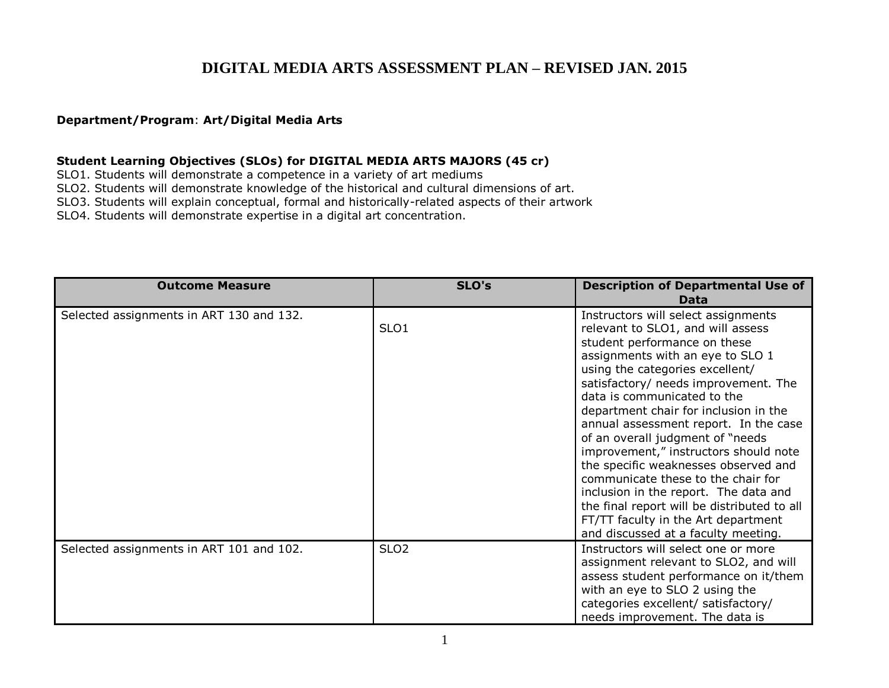# DIGITAL MEDIA ARTS ASSESSMENT PLAN – REVISED JAN. 2015

**Department/Program**: **Art/Digital Media Arts**

**Student Learning Objectives (SLOs) for DIGITAL MEDIA ARTS MAJORS (45 cr)**

SLO1. Students will demonstrate a competence in a variety of art mediums
SLO2. Students will demonstrate knowledge of the historical and cultural dimensions of art.
SLO3. Students will explain conceptual, formal and historically-related aspects of their artwork
SLO4. Students will demonstrate expertise in a digital art concentration.

| Outcome Measure | SLO's | Description of Departmental Use of Data |
|---|---|---|
| Selected assignments in ART 130 and 132. | SLO1 | Instructors will select assignments relevant to SLO1, and will assess student performance on these assignments with an eye to SLO 1 using the categories excellent/ satisfactory/ needs improvement. The data is communicated to the department chair for inclusion in the annual assessment report. In the case of an overall judgment of "needs improvement," instructors should note the specific weaknesses observed and communicate these to the chair for inclusion in the report. The data and the final report will be distributed to all FT/TT faculty in the Art department and discussed at a faculty meeting. |
| Selected assignments in ART 101 and 102. | SLO2 | Instructors will select one or more assignment relevant to SLO2, and will assess student performance on it/them with an eye to SLO 2 using the categories excellent/ satisfactory/ needs improvement. The data is |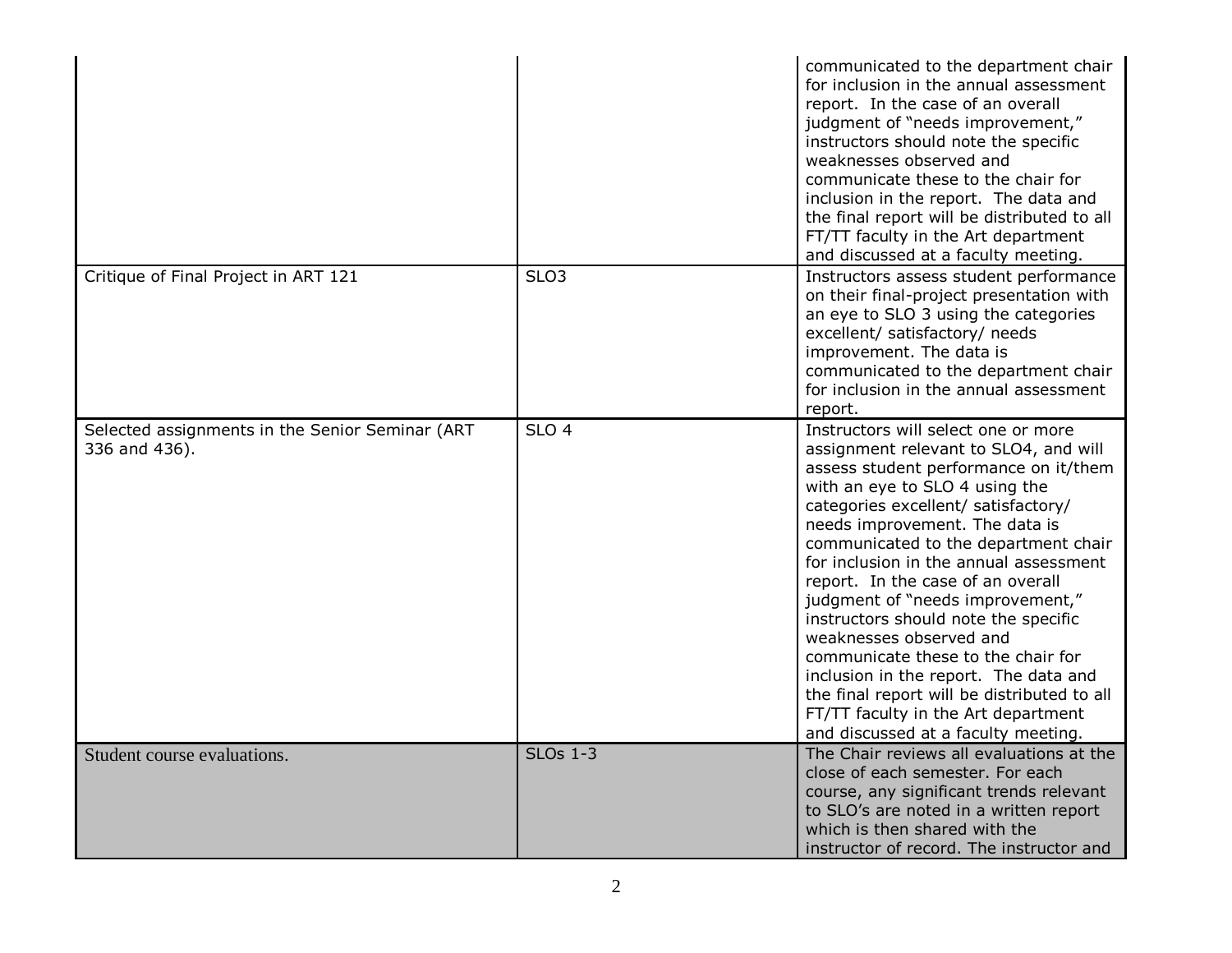| | | |
|---|---|---|
| | | communicated to the department chair for inclusion in the annual assessment report. In the case of an overall judgment of "needs improvement," instructors should note the specific weaknesses observed and communicate these to the chair for inclusion in the report. The data and the final report will be distributed to all FT/TT faculty in the Art department and discussed at a faculty meeting. |
| Critique of Final Project in ART 121 | SLO3 | Instructors assess student performance on their final-project presentation with an eye to SLO 3 using the categories excellent/ satisfactory/ needs improvement. The data is communicated to the department chair for inclusion in the annual assessment report. |
| Selected assignments in the Senior Seminar (ART 336 and 436). | SLO 4 | Instructors will select one or more assignment relevant to SLO4, and will assess student performance on it/them with an eye to SLO 4 using the categories excellent/ satisfactory/ needs improvement. The data is communicated to the department chair for inclusion in the annual assessment report. In the case of an overall judgment of "needs improvement," instructors should note the specific weaknesses observed and communicate these to the chair for inclusion in the report. The data and the final report will be distributed to all FT/TT faculty in the Art department and discussed at a faculty meeting. |
| Student course evaluations. | SLOs 1-3 | The Chair reviews all evaluations at the close of each semester. For each course, any significant trends relevant to SLO's are noted in a written report which is then shared with the instructor of record. The instructor and |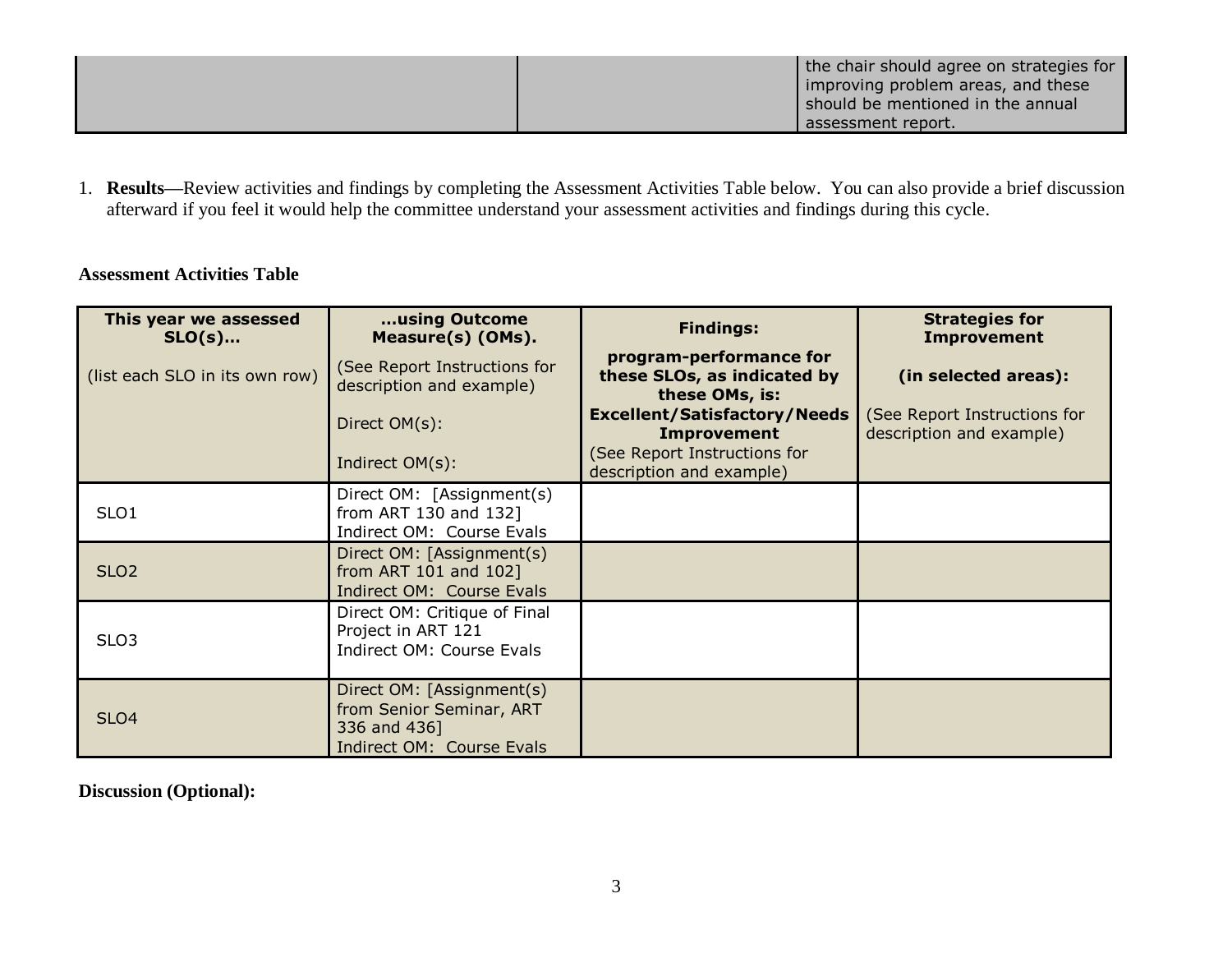| | | the chair should agree on strategies for improving problem areas, and these should be mentioned in the annual assessment report. |
|---|---|---|

1. **Results—**Review activities and findings by completing the Assessment Activities Table below. You can also provide a brief discussion afterward if you feel it would help the committee understand your assessment activities and findings during this cycle.

**Assessment Activities Table**

| **This year we assessed SLO(s)…** (list each SLO in its own row) | **…using Outcome Measure(s) (OMs).** (See Report Instructions for description and example) Direct OM(s): Indirect OM(s): | **Findings: program-performance for these SLOs, as indicated by these OMs, is: Excellent/Satisfactory/Needs Improvement** (See Report Instructions for description and example) | **Strategies for Improvement (in selected areas):** (See Report Instructions for description and example) |
|---|---|---|---|
| SLO1 | Direct OM: [Assignment(s) from ART 130 and 132] Indirect OM: Course Evals | | |
| SLO2 | Direct OM: [Assignment(s) from ART 101 and 102] Indirect OM: Course Evals | | |
| SLO3 | Direct OM: Critique of Final Project in ART 121 Indirect OM: Course Evals | | |
| SLO4 | Direct OM: [Assignment(s) from Senior Seminar, ART 336 and 436] Indirect OM: Course Evals | | |

**Discussion (Optional):**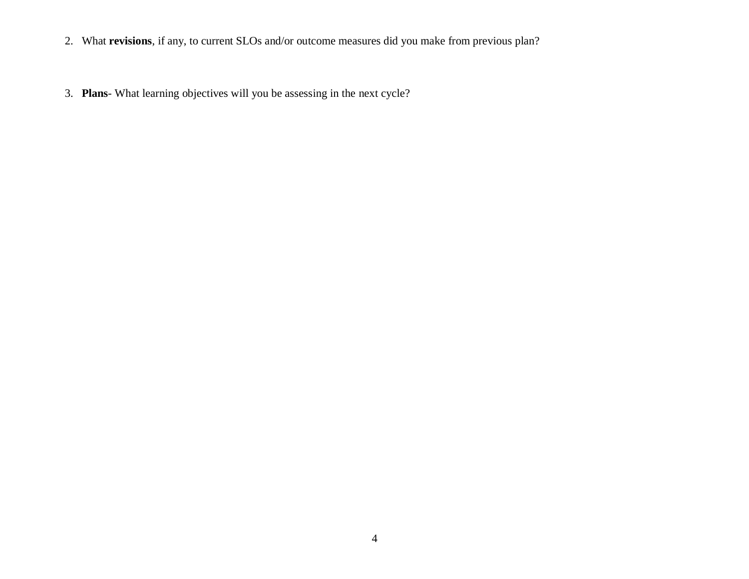2. What **revisions**, if any, to current SLOs and/or outcome measures did you make from previous plan?

3. **Plans**- What learning objectives will you be assessing in the next cycle?